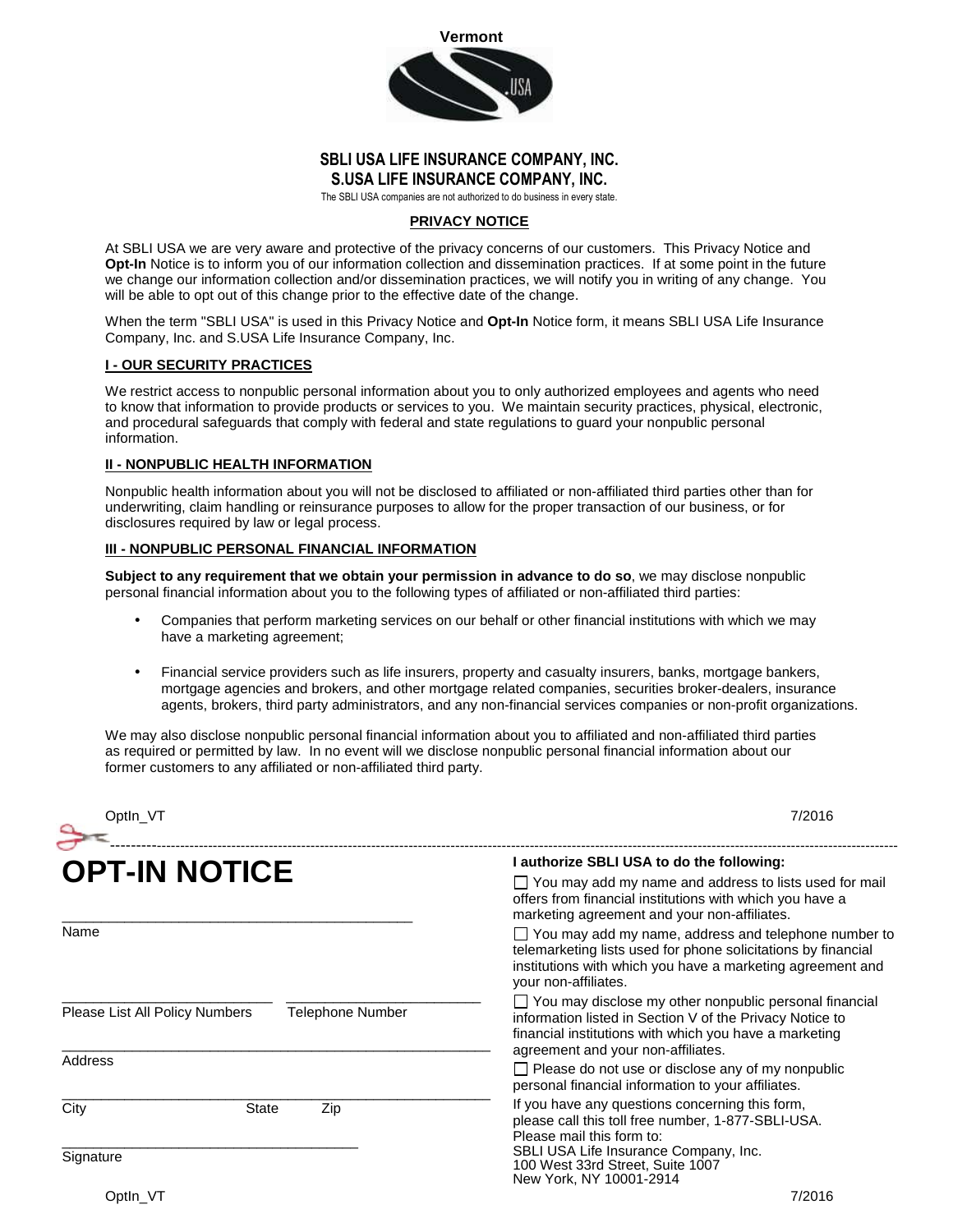Vermont

**SBLI USA LIFE INSURANCE COMPANY, INC.**
**S.USA LIFE INSURANCE COMPANY, INC.**

The SBLI USA companies are not authorized to do business in every state.

## PRIVACY NOTICE

At SBLI USA we are very aware and protective of the privacy concerns of our customers. This Privacy Notice and **Opt-In** Notice is to inform you of our information collection and dissemination practices. If at some point in the future we change our information collection and/or dissemination practices, we will notify you in writing of any change. You will be able to opt out of this change prior to the effective date of the change.

When the term "SBLI USA" is used in this Privacy Notice and **Opt-In** Notice form, it means SBLI USA Life Insurance Company, Inc. and S.USA Life Insurance Company, Inc.

### I - OUR SECURITY PRACTICES

We restrict access to nonpublic personal information about you to only authorized employees and agents who need to know that information to provide products or services to you. We maintain security practices, physical, electronic, and procedural safeguards that comply with federal and state regulations to guard your nonpublic personal information.

### II - NONPUBLIC HEALTH INFORMATION

Nonpublic health information about you will not be disclosed to affiliated or non-affiliated third parties other than for underwriting, claim handling or reinsurance purposes to allow for the proper transaction of our business, or for disclosures required by law or legal process.

### III - NONPUBLIC PERSONAL FINANCIAL INFORMATION

**Subject to any requirement that we obtain your permission in advance to do so**, we may disclose nonpublic personal financial information about you to the following types of affiliated or non-affiliated third parties:

- Companies that perform marketing services on our behalf or other financial institutions with which we may have a marketing agreement;
- Financial service providers such as life insurers, property and casualty insurers, banks, mortgage bankers, mortgage agencies and brokers, and other mortgage related companies, securities broker-dealers, insurance agents, brokers, third party administrators, and any non-financial services companies or non-profit organizations.

We may also disclose nonpublic personal financial information about you to affiliated and non-affiliated third parties as required or permitted by law. In no event will we disclose nonpublic personal financial information about our former customers to any affiliated or non-affiliated third party.

OptIn_VT 7/2016

---

# OPT-IN NOTICE

______________________________________________
Name

__________________________ ________________________
Please List All Policy Numbers Telephone Number

______________________________________________________
Address

______________________________________________________
City State Zip

____________________________________
Signature

**I authorize SBLI USA to do the following:**

☐ You may add my name and address to lists used for mail offers from financial institutions with which you have a marketing agreement and your non-affiliates.

☐ You may add my name, address and telephone number to telemarketing lists used for phone solicitations by financial institutions with which you have a marketing agreement and your non-affiliates.

☐ You may disclose my other nonpublic personal financial information listed in Section V of the Privacy Notice to financial institutions with which you have a marketing agreement and your non-affiliates.

☐ Please do not use or disclose any of my nonpublic personal financial information to your affiliates.

If you have any questions concerning this form, please call this toll free number, 1-877-SBLI-USA.
Please mail this form to:
SBLI USA Life Insurance Company, Inc.
100 West 33rd Street, Suite 1007
New York, NY 10001-2914

OptIn_VT 7/2016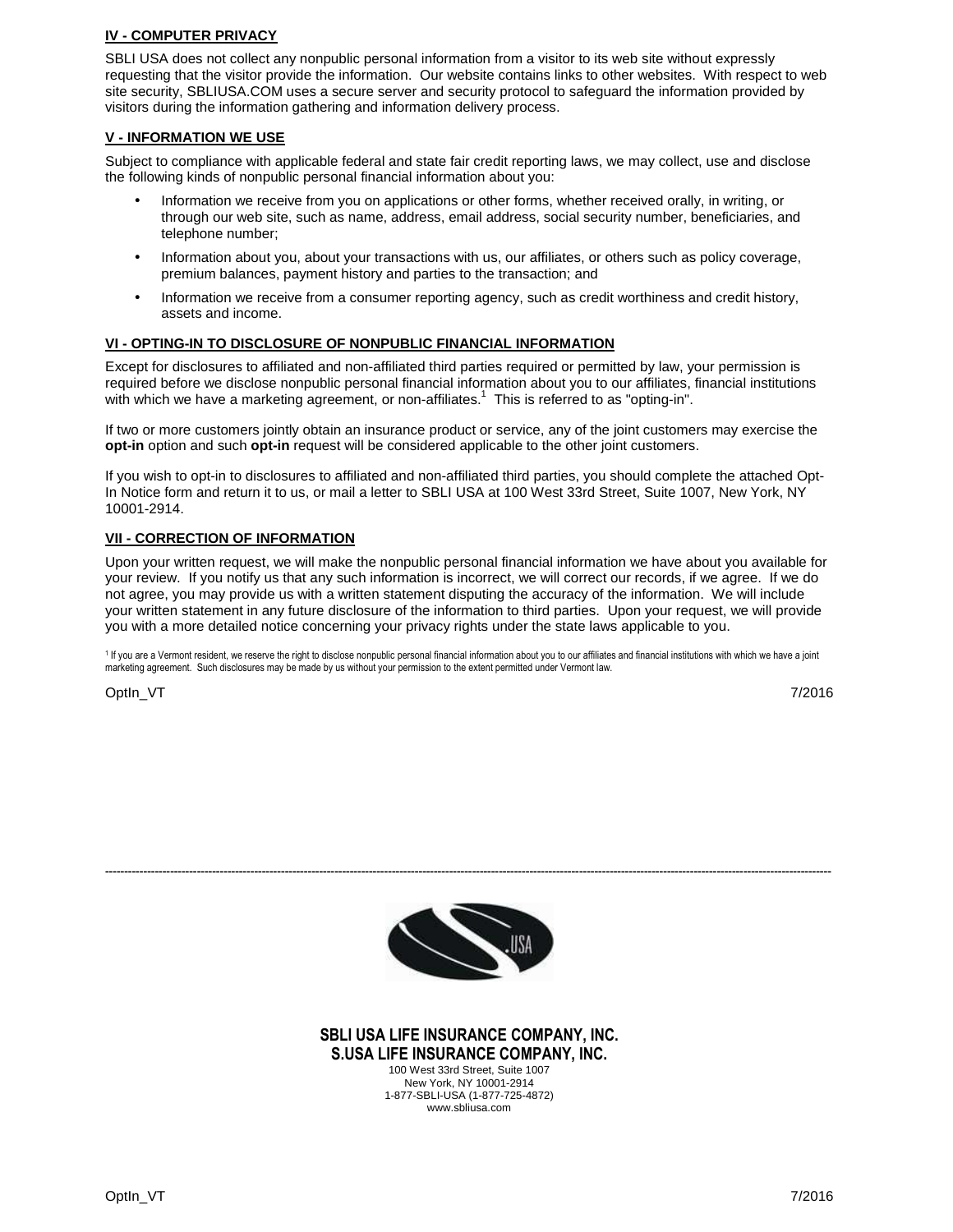## IV - COMPUTER PRIVACY

SBLI USA does not collect any nonpublic personal information from a visitor to its web site without expressly requesting that the visitor provide the information. Our website contains links to other websites. With respect to web site security, SBLIUSA.COM uses a secure server and security protocol to safeguard the information provided by visitors during the information gathering and information delivery process.

## V - INFORMATION WE USE

Subject to compliance with applicable federal and state fair credit reporting laws, we may collect, use and disclose the following kinds of nonpublic personal financial information about you:

- Information we receive from you on applications or other forms, whether received orally, in writing, or through our web site, such as name, address, email address, social security number, beneficiaries, and telephone number;
- Information about you, about your transactions with us, our affiliates, or others such as policy coverage, premium balances, payment history and parties to the transaction; and
- Information we receive from a consumer reporting agency, such as credit worthiness and credit history, assets and income.

## VI - OPTING-IN TO DISCLOSURE OF NONPUBLIC FINANCIAL INFORMATION

Except for disclosures to affiliated and non-affiliated third parties required or permitted by law, your permission is required before we disclose nonpublic personal financial information about you to our affiliates, financial institutions with which we have a marketing agreement, or non-affiliates.[1] This is referred to as "opting-in".

If two or more customers jointly obtain an insurance product or service, any of the joint customers may exercise the **opt-in** option and such **opt-in** request will be considered applicable to the other joint customers.

If you wish to opt-in to disclosures to affiliated and non-affiliated third parties, you should complete the attached Opt-In Notice form and return it to us, or mail a letter to SBLI USA at 100 West 33rd Street, Suite 1007, New York, NY 10001-2914.

## VII - CORRECTION OF INFORMATION

Upon your written request, we will make the nonpublic personal financial information we have about you available for your review. If you notify us that any such information is incorrect, we will correct our records, if we agree. If we do not agree, you may provide us with a written statement disputing the accuracy of the information. We will include your written statement in any future disclosure of the information to third parties. Upon your request, we will provide you with a more detailed notice concerning your privacy rights under the state laws applicable to you.

[1] If you are a Vermont resident, we reserve the right to disclose nonpublic personal financial information about you to our affiliates and financial institutions with which we have a joint marketing agreement. Such disclosures may be made by us without your permission to the extent permitted under Vermont law.

OptIn_VT 7/2016

---

**SBLI USA LIFE INSURANCE COMPANY, INC.**
**S.USA LIFE INSURANCE COMPANY, INC.**
100 West 33rd Street, Suite 1007
New York, NY 10001-2914
1-877-SBLI-USA (1-877-725-4872)
www.sbliusa.com